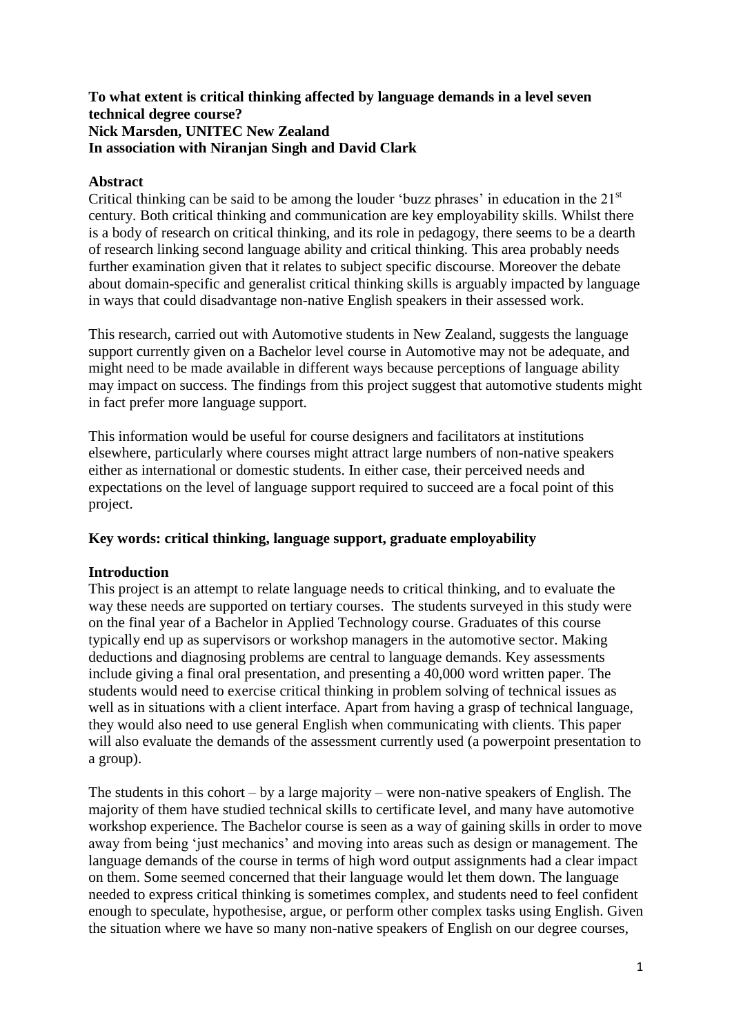**To what extent is critical thinking affected by language demands in a level seven technical degree course?**
**Nick Marsden, UNITEC New Zealand**
**In association with Niranjan Singh and David Clark**

## Abstract

Critical thinking can be said to be among the louder 'buzz phrases' in education in the 21st century. Both critical thinking and communication are key employability skills. Whilst there is a body of research on critical thinking, and its role in pedagogy, there seems to be a dearth of research linking second language ability and critical thinking. This area probably needs further examination given that it relates to subject specific discourse. Moreover the debate about domain-specific and generalist critical thinking skills is arguably impacted by language in ways that could disadvantage non-native English speakers in their assessed work.

This research, carried out with Automotive students in New Zealand, suggests the language support currently given on a Bachelor level course in Automotive may not be adequate, and might need to be made available in different ways because perceptions of language ability may impact on success. The findings from this project suggest that automotive students might in fact prefer more language support.

This information would be useful for course designers and facilitators at institutions elsewhere, particularly where courses might attract large numbers of non-native speakers either as international or domestic students. In either case, their perceived needs and expectations on the level of language support required to succeed are a focal point of this project.

**Key words: critical thinking, language support, graduate employability**

## Introduction

This project is an attempt to relate language needs to critical thinking, and to evaluate the way these needs are supported on tertiary courses. The students surveyed in this study were on the final year of a Bachelor in Applied Technology course. Graduates of this course typically end up as supervisors or workshop managers in the automotive sector. Making deductions and diagnosing problems are central to language demands. Key assessments include giving a final oral presentation, and presenting a 40,000 word written paper. The students would need to exercise critical thinking in problem solving of technical issues as well as in situations with a client interface. Apart from having a grasp of technical language, they would also need to use general English when communicating with clients. This paper will also evaluate the demands of the assessment currently used (a powerpoint presentation to a group).

The students in this cohort – by a large majority – were non-native speakers of English. The majority of them have studied technical skills to certificate level, and many have automotive workshop experience. The Bachelor course is seen as a way of gaining skills in order to move away from being 'just mechanics' and moving into areas such as design or management. The language demands of the course in terms of high word output assignments had a clear impact on them. Some seemed concerned that their language would let them down. The language needed to express critical thinking is sometimes complex, and students need to feel confident enough to speculate, hypothesise, argue, or perform other complex tasks using English. Given the situation where we have so many non-native speakers of English on our degree courses,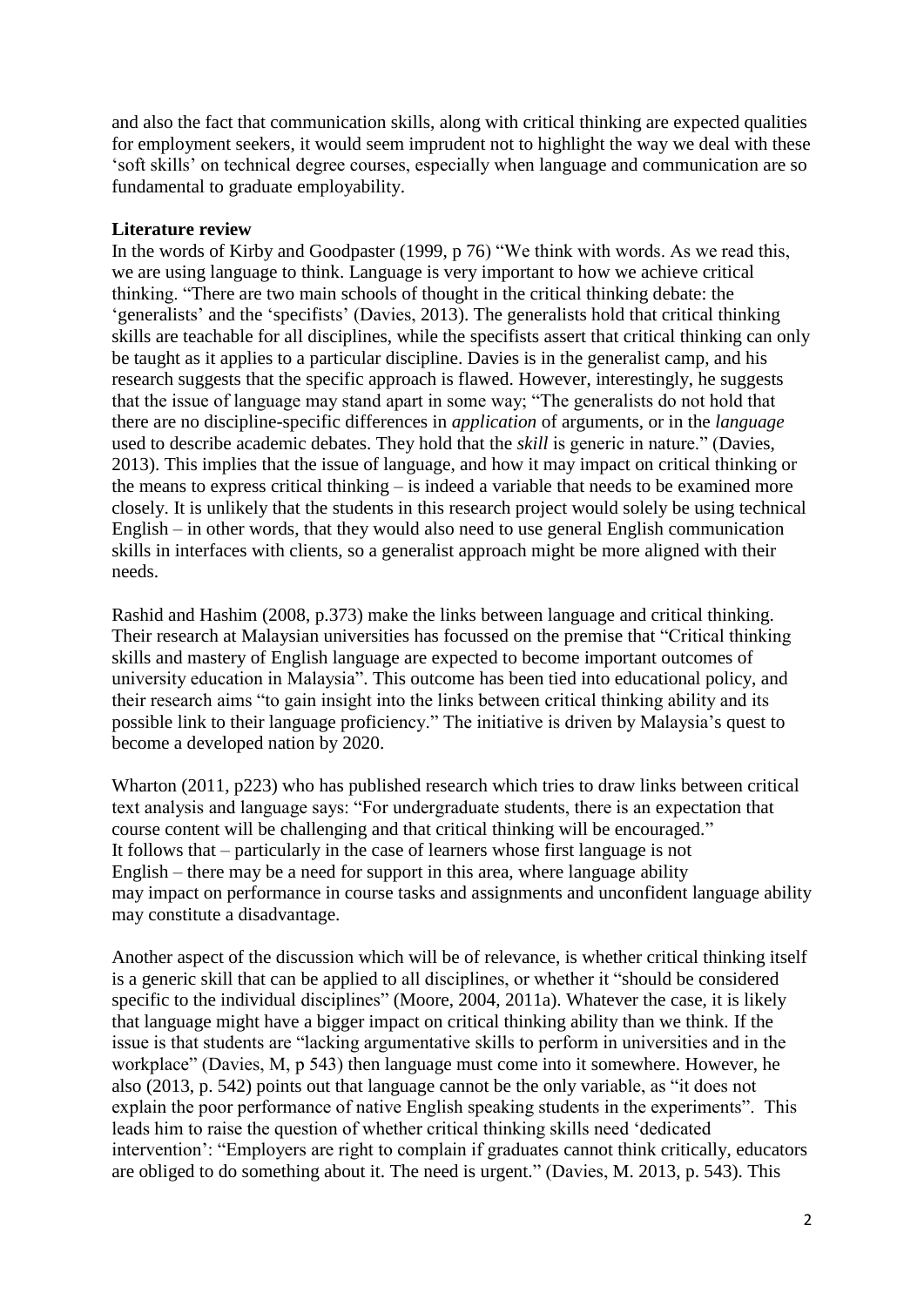and also the fact that communication skills, along with critical thinking are expected qualities for employment seekers, it would seem imprudent not to highlight the way we deal with these 'soft skills' on technical degree courses, especially when language and communication are so fundamental to graduate employability.

**Literature review**

In the words of Kirby and Goodpaster (1999, p 76) "We think with words. As we read this, we are using language to think. Language is very important to how we achieve critical thinking. "There are two main schools of thought in the critical thinking debate: the 'generalists' and the 'specifists' (Davies, 2013). The generalists hold that critical thinking skills are teachable for all disciplines, while the specifists assert that critical thinking can only be taught as it applies to a particular discipline. Davies is in the generalist camp, and his research suggests that the specific approach is flawed. However, interestingly, he suggests that the issue of language may stand apart in some way; "The generalists do not hold that there are no discipline-specific differences in *application* of arguments, or in the *language* used to describe academic debates. They hold that the *skill* is generic in nature." (Davies, 2013). This implies that the issue of language, and how it may impact on critical thinking or the means to express critical thinking – is indeed a variable that needs to be examined more closely. It is unlikely that the students in this research project would solely be using technical English – in other words, that they would also need to use general English communication skills in interfaces with clients, so a generalist approach might be more aligned with their needs.

Rashid and Hashim (2008, p.373) make the links between language and critical thinking. Their research at Malaysian universities has focussed on the premise that "Critical thinking skills and mastery of English language are expected to become important outcomes of university education in Malaysia". This outcome has been tied into educational policy, and their research aims "to gain insight into the links between critical thinking ability and its possible link to their language proficiency." The initiative is driven by Malaysia's quest to become a developed nation by 2020.

Wharton (2011, p223) who has published research which tries to draw links between critical text analysis and language says: "For undergraduate students, there is an expectation that course content will be challenging and that critical thinking will be encouraged." It follows that – particularly in the case of learners whose first language is not English – there may be a need for support in this area, where language ability may impact on performance in course tasks and assignments and unconfident language ability may constitute a disadvantage.

Another aspect of the discussion which will be of relevance, is whether critical thinking itself is a generic skill that can be applied to all disciplines, or whether it "should be considered specific to the individual disciplines" (Moore, 2004, 2011a). Whatever the case, it is likely that language might have a bigger impact on critical thinking ability than we think. If the issue is that students are "lacking argumentative skills to perform in universities and in the workplace" (Davies, M, p 543) then language must come into it somewhere. However, he also (2013, p. 542) points out that language cannot be the only variable, as "it does not explain the poor performance of native English speaking students in the experiments". This leads him to raise the question of whether critical thinking skills need 'dedicated intervention': "Employers are right to complain if graduates cannot think critically, educators are obliged to do something about it. The need is urgent." (Davies, M. 2013, p. 543). This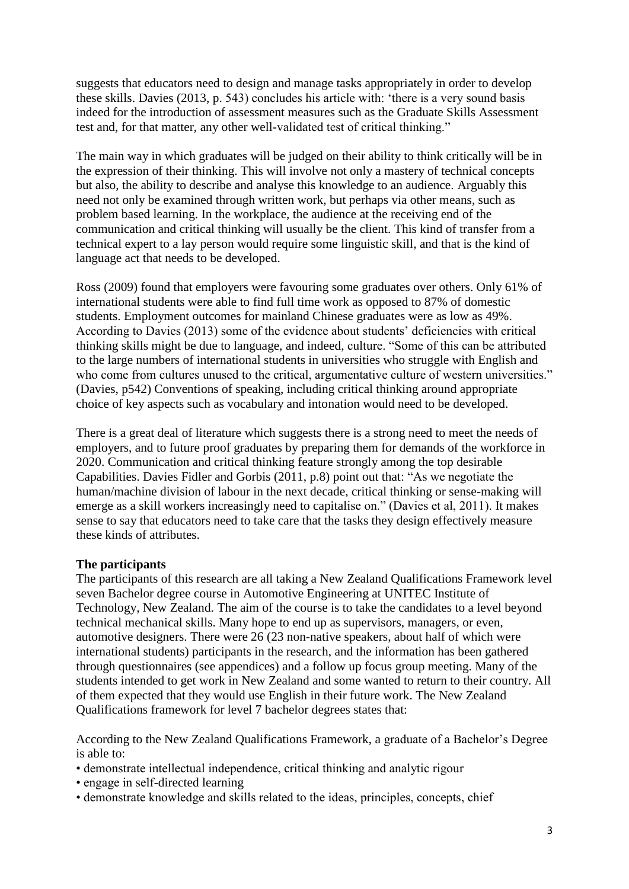suggests that educators need to design and manage tasks appropriately in order to develop these skills. Davies (2013, p. 543) concludes his article with: 'there is a very sound basis indeed for the introduction of assessment measures such as the Graduate Skills Assessment test and, for that matter, any other well-validated test of critical thinking."

The main way in which graduates will be judged on their ability to think critically will be in the expression of their thinking. This will involve not only a mastery of technical concepts but also, the ability to describe and analyse this knowledge to an audience. Arguably this need not only be examined through written work, but perhaps via other means, such as problem based learning. In the workplace, the audience at the receiving end of the communication and critical thinking will usually be the client. This kind of transfer from a technical expert to a lay person would require some linguistic skill, and that is the kind of language act that needs to be developed.

Ross (2009) found that employers were favouring some graduates over others. Only 61% of international students were able to find full time work as opposed to 87% of domestic students. Employment outcomes for mainland Chinese graduates were as low as 49%. According to Davies (2013) some of the evidence about students' deficiencies with critical thinking skills might be due to language, and indeed, culture. "Some of this can be attributed to the large numbers of international students in universities who struggle with English and who come from cultures unused to the critical, argumentative culture of western universities." (Davies, p542) Conventions of speaking, including critical thinking around appropriate choice of key aspects such as vocabulary and intonation would need to be developed.

There is a great deal of literature which suggests there is a strong need to meet the needs of employers, and to future proof graduates by preparing them for demands of the workforce in 2020. Communication and critical thinking feature strongly among the top desirable Capabilities. Davies Fidler and Gorbis (2011, p.8) point out that: "As we negotiate the human/machine division of labour in the next decade, critical thinking or sense-making will emerge as a skill workers increasingly need to capitalise on." (Davies et al, 2011). It makes sense to say that educators need to take care that the tasks they design effectively measure these kinds of attributes.

**The participants**

The participants of this research are all taking a New Zealand Qualifications Framework level seven Bachelor degree course in Automotive Engineering at UNITEC Institute of Technology, New Zealand. The aim of the course is to take the candidates to a level beyond technical mechanical skills. Many hope to end up as supervisors, managers, or even, automotive designers. There were 26 (23 non-native speakers, about half of which were international students) participants in the research, and the information has been gathered through questionnaires (see appendices) and a follow up focus group meeting. Many of the students intended to get work in New Zealand and some wanted to return to their country. All of them expected that they would use English in their future work. The New Zealand Qualifications framework for level 7 bachelor degrees states that:

According to the New Zealand Qualifications Framework, a graduate of a Bachelor's Degree is able to:

- demonstrate intellectual independence, critical thinking and analytic rigour
- engage in self-directed learning
- demonstrate knowledge and skills related to the ideas, principles, concepts, chief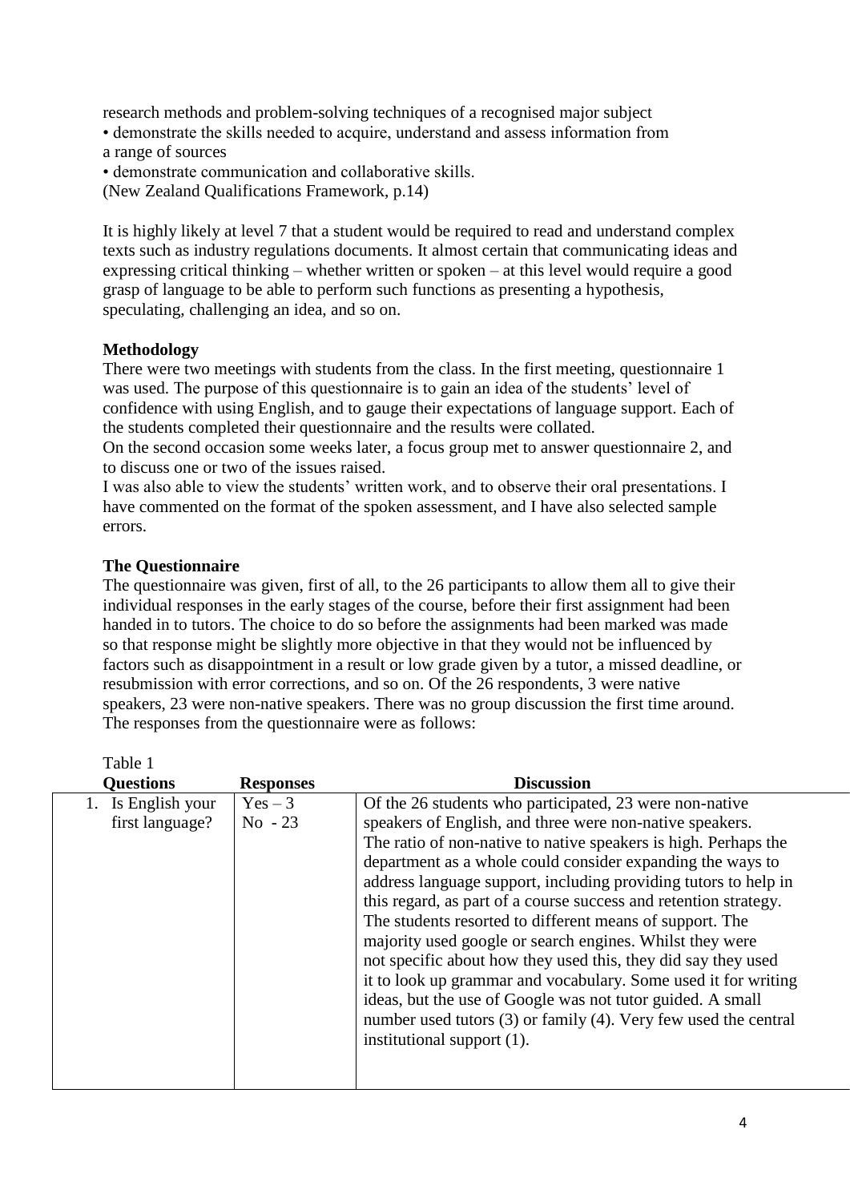research methods and problem-solving techniques of a recognised major subject
• demonstrate the skills needed to acquire, understand and assess information from a range of sources
• demonstrate communication and collaborative skills.
(New Zealand Qualifications Framework, p.14)

It is highly likely at level 7 that a student would be required to read and understand complex texts such as industry regulations documents. It almost certain that communicating ideas and expressing critical thinking – whether written or spoken – at this level would require a good grasp of language to be able to perform such functions as presenting a hypothesis, speculating, challenging an idea, and so on.

**Methodology**

There were two meetings with students from the class. In the first meeting, questionnaire 1 was used. The purpose of this questionnaire is to gain an idea of the students' level of confidence with using English, and to gauge their expectations of language support. Each of the students completed their questionnaire and the results were collated.
On the second occasion some weeks later, a focus group met to answer questionnaire 2, and to discuss one or two of the issues raised.
I was also able to view the students' written work, and to observe their oral presentations. I have commented on the format of the spoken assessment, and I have also selected sample errors.

**The Questionnaire**

The questionnaire was given, first of all, to the 26 participants to allow them all to give their individual responses in the early stages of the course, before their first assignment had been handed in to tutors. The choice to do so before the assignments had been marked was made so that response might be slightly more objective in that they would not be influenced by factors such as disappointment in a result or low grade given by a tutor, a missed deadline, or resubmission with error corrections, and so on. Of the 26 respondents, 3 were native speakers, 23 were non-native speakers. There was no group discussion the first time around. The responses from the questionnaire were as follows:

Table 1

| Questions | Responses | Discussion |
|---|---|---|
| 1. Is English your first language? | Yes – 3<br>No - 23 | Of the 26 students who participated, 23 were non-native speakers of English, and three were non-native speakers. The ratio of non-native to native speakers is high. Perhaps the department as a whole could consider expanding the ways to address language support, including providing tutors to help in this regard, as part of a course success and retention strategy. The students resorted to different means of support. The majority used google or search engines. Whilst they were not specific about how they used this, they did say they used it to look up grammar and vocabulary. Some used it for writing ideas, but the use of Google was not tutor guided. A small number used tutors (3) or family (4). Very few used the central institutional support (1). |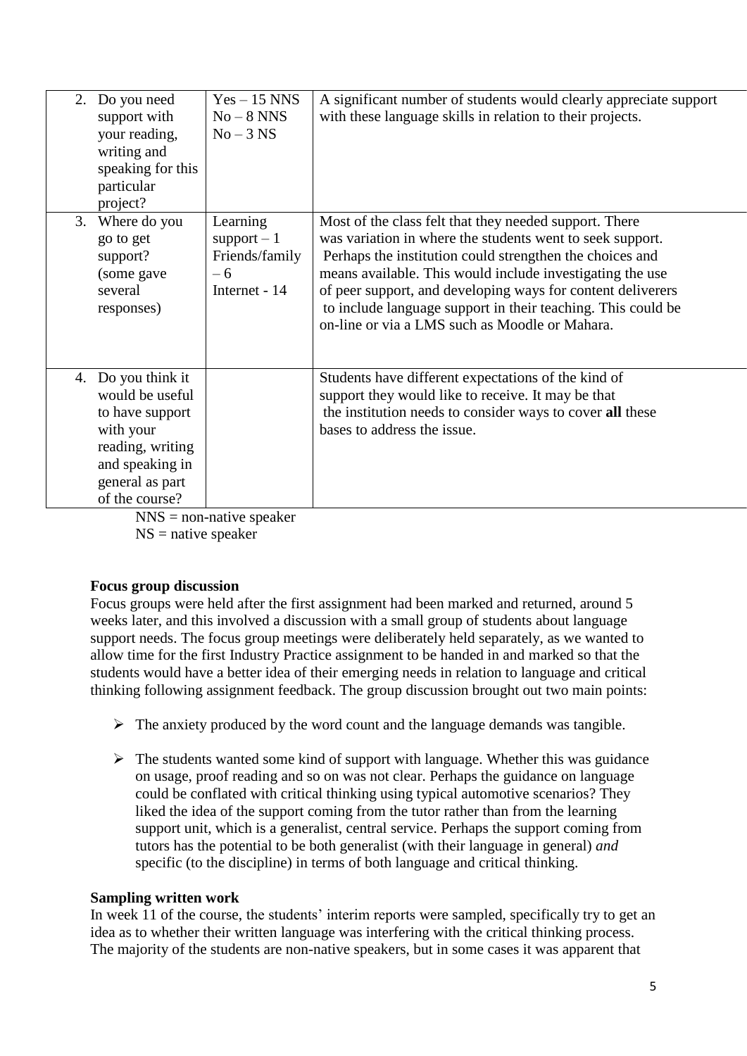| | | |
|---|---|---|
| 2. Do you need support with your reading, writing and speaking for this particular project? | Yes – 15 NNS<br>No – 8 NNS<br>No – 3 NS | A significant number of students would clearly appreciate support with these language skills in relation to their projects. |
| 3. Where do you go to get support? (some gave several responses) | Learning support – 1<br>Friends/family – 6<br>Internet - 14 | Most of the class felt that they needed support. There was variation in where the students went to seek support. Perhaps the institution could strengthen the choices and means available. This would include investigating the use of peer support, and developing ways for content deliverers to include language support in their teaching. This could be on-line or via a LMS such as Moodle or Mahara. |
| 4. Do you think it would be useful to have support with your reading, writing and speaking in general as part of the course? | | Students have different expectations of the kind of support they would like to receive. It may be that the institution needs to consider ways to cover **all** these bases to address the issue. |

NNS = non-native speaker
NS = native speaker

**Focus group discussion**

Focus groups were held after the first assignment had been marked and returned, around 5 weeks later, and this involved a discussion with a small group of students about language support needs. The focus group meetings were deliberately held separately, as we wanted to allow time for the first Industry Practice assignment to be handed in and marked so that the students would have a better idea of their emerging needs in relation to language and critical thinking following assignment feedback. The group discussion brought out two main points:

- The anxiety produced by the word count and the language demands was tangible.
- The students wanted some kind of support with language. Whether this was guidance on usage, proof reading and so on was not clear. Perhaps the guidance on language could be conflated with critical thinking using typical automotive scenarios? They liked the idea of the support coming from the tutor rather than from the learning support unit, which is a generalist, central service. Perhaps the support coming from tutors has the potential to be both generalist (with their language in general) *and* specific (to the discipline) in terms of both language and critical thinking.

**Sampling written work**

In week 11 of the course, the students' interim reports were sampled, specifically try to get an idea as to whether their written language was interfering with the critical thinking process. The majority of the students are non-native speakers, but in some cases it was apparent that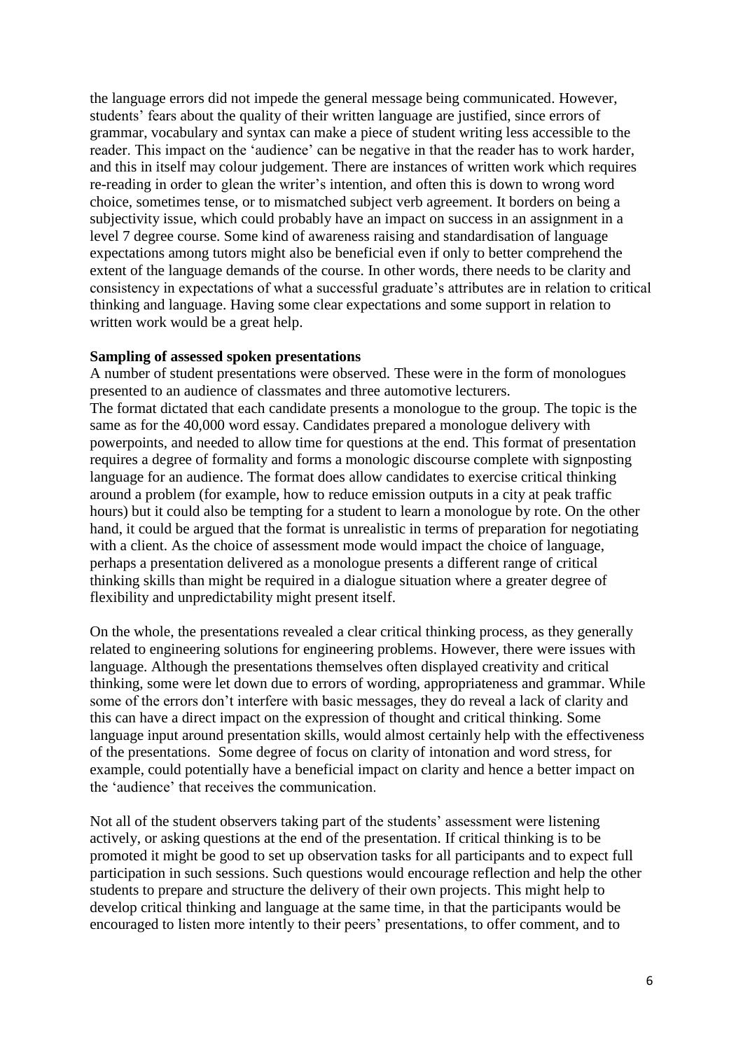the language errors did not impede the general message being communicated. However, students' fears about the quality of their written language are justified, since errors of grammar, vocabulary and syntax can make a piece of student writing less accessible to the reader. This impact on the 'audience' can be negative in that the reader has to work harder, and this in itself may colour judgement. There are instances of written work which requires re-reading in order to glean the writer's intention, and often this is down to wrong word choice, sometimes tense, or to mismatched subject verb agreement. It borders on being a subjectivity issue, which could probably have an impact on success in an assignment in a level 7 degree course. Some kind of awareness raising and standardisation of language expectations among tutors might also be beneficial even if only to better comprehend the extent of the language demands of the course. In other words, there needs to be clarity and consistency in expectations of what a successful graduate's attributes are in relation to critical thinking and language. Having some clear expectations and some support in relation to written work would be a great help.

**Sampling of assessed spoken presentations**

A number of student presentations were observed. These were in the form of monologues presented to an audience of classmates and three automotive lecturers.

The format dictated that each candidate presents a monologue to the group. The topic is the same as for the 40,000 word essay. Candidates prepared a monologue delivery with powerpoints, and needed to allow time for questions at the end. This format of presentation requires a degree of formality and forms a monologic discourse complete with signposting language for an audience. The format does allow candidates to exercise critical thinking around a problem (for example, how to reduce emission outputs in a city at peak traffic hours) but it could also be tempting for a student to learn a monologue by rote. On the other hand, it could be argued that the format is unrealistic in terms of preparation for negotiating with a client. As the choice of assessment mode would impact the choice of language, perhaps a presentation delivered as a monologue presents a different range of critical thinking skills than might be required in a dialogue situation where a greater degree of flexibility and unpredictability might present itself.

On the whole, the presentations revealed a clear critical thinking process, as they generally related to engineering solutions for engineering problems. However, there were issues with language. Although the presentations themselves often displayed creativity and critical thinking, some were let down due to errors of wording, appropriateness and grammar. While some of the errors don't interfere with basic messages, they do reveal a lack of clarity and this can have a direct impact on the expression of thought and critical thinking. Some language input around presentation skills, would almost certainly help with the effectiveness of the presentations. Some degree of focus on clarity of intonation and word stress, for example, could potentially have a beneficial impact on clarity and hence a better impact on the 'audience' that receives the communication.

Not all of the student observers taking part of the students' assessment were listening actively, or asking questions at the end of the presentation. If critical thinking is to be promoted it might be good to set up observation tasks for all participants and to expect full participation in such sessions. Such questions would encourage reflection and help the other students to prepare and structure the delivery of their own projects. This might help to develop critical thinking and language at the same time, in that the participants would be encouraged to listen more intently to their peers' presentations, to offer comment, and to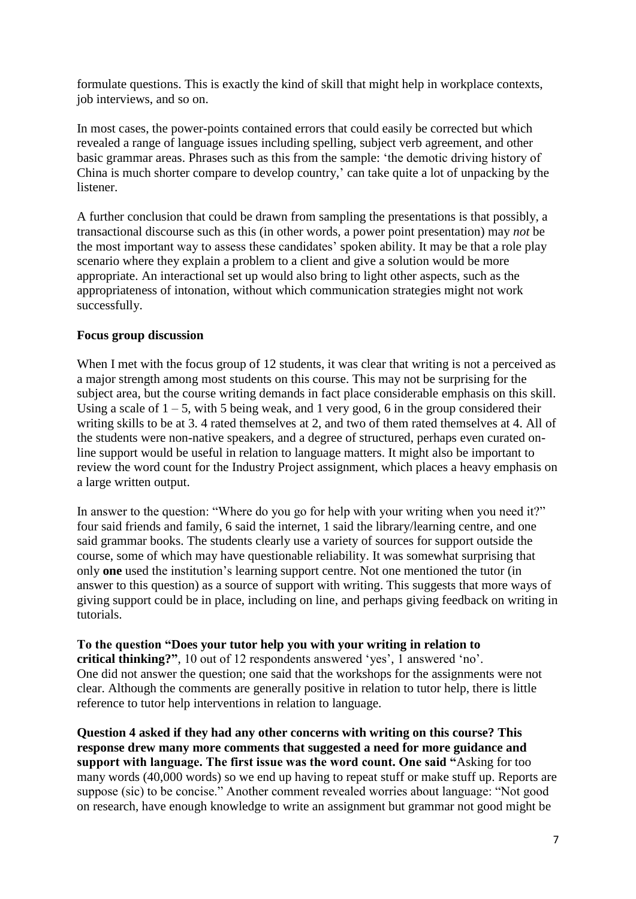formulate questions. This is exactly the kind of skill that might help in workplace contexts, job interviews, and so on.

In most cases, the power-points contained errors that could easily be corrected but which revealed a range of language issues including spelling, subject verb agreement, and other basic grammar areas. Phrases such as this from the sample: 'the demotic driving history of China is much shorter compare to develop country,' can take quite a lot of unpacking by the listener.

A further conclusion that could be drawn from sampling the presentations is that possibly, a transactional discourse such as this (in other words, a power point presentation) may *not* be the most important way to assess these candidates' spoken ability. It may be that a role play scenario where they explain a problem to a client and give a solution would be more appropriate. An interactional set up would also bring to light other aspects, such as the appropriateness of intonation, without which communication strategies might not work successfully.

**Focus group discussion**

When I met with the focus group of 12 students, it was clear that writing is not a perceived as a major strength among most students on this course. This may not be surprising for the subject area, but the course writing demands in fact place considerable emphasis on this skill. Using a scale of 1 – 5, with 5 being weak, and 1 very good, 6 in the group considered their writing skills to be at 3. 4 rated themselves at 2, and two of them rated themselves at 4. All of the students were non-native speakers, and a degree of structured, perhaps even curated on-line support would be useful in relation to language matters. It might also be important to review the word count for the Industry Project assignment, which places a heavy emphasis on a large written output.

In answer to the question: "Where do you go for help with your writing when you need it?" four said friends and family, 6 said the internet, 1 said the library/learning centre, and one said grammar books. The students clearly use a variety of sources for support outside the course, some of which may have questionable reliability. It was somewhat surprising that only **one** used the institution's learning support centre. Not one mentioned the tutor (in answer to this question) as a source of support with writing. This suggests that more ways of giving support could be in place, including on line, and perhaps giving feedback on writing in tutorials.

**To the question "Does your tutor help you with your writing in relation to critical thinking?"**, 10 out of 12 respondents answered 'yes', 1 answered 'no'. One did not answer the question; one said that the workshops for the assignments were not clear. Although the comments are generally positive in relation to tutor help, there is little reference to tutor help interventions in relation to language.

**Question 4 asked if they had any other concerns with writing on this course? This response drew many more comments that suggested a need for more guidance and support with language. The first issue was the word count. One said "**Asking for too many words (40,000 words) so we end up having to repeat stuff or make stuff up. Reports are suppose (sic) to be concise." Another comment revealed worries about language: "Not good on research, have enough knowledge to write an assignment but grammar not good might be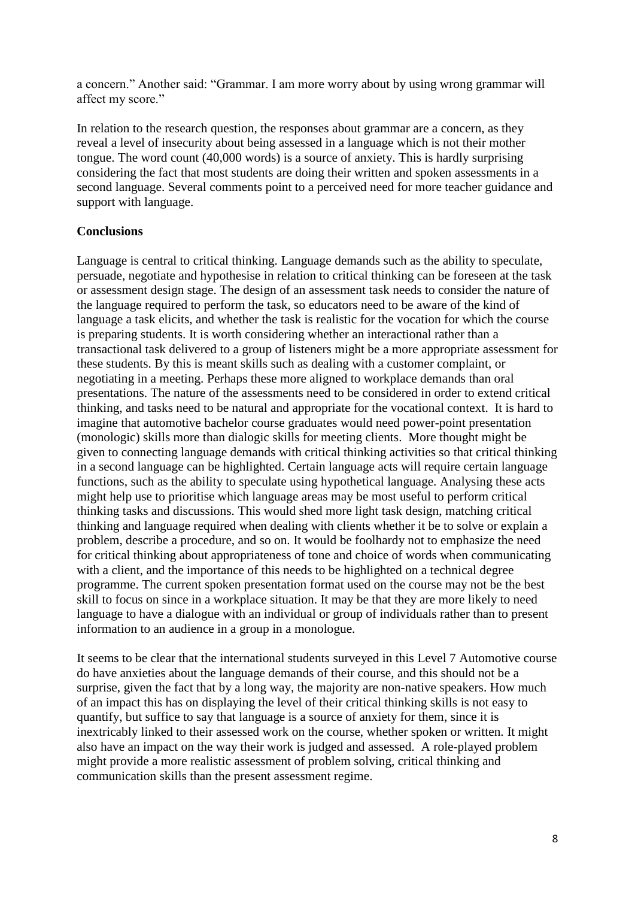a concern." Another said: "Grammar. I am more worry about by using wrong grammar will affect my score."

In relation to the research question, the responses about grammar are a concern, as they reveal a level of insecurity about being assessed in a language which is not their mother tongue. The word count (40,000 words) is a source of anxiety. This is hardly surprising considering the fact that most students are doing their written and spoken assessments in a second language. Several comments point to a perceived need for more teacher guidance and support with language.

**Conclusions**

Language is central to critical thinking. Language demands such as the ability to speculate, persuade, negotiate and hypothesise in relation to critical thinking can be foreseen at the task or assessment design stage. The design of an assessment task needs to consider the nature of the language required to perform the task, so educators need to be aware of the kind of language a task elicits, and whether the task is realistic for the vocation for which the course is preparing students. It is worth considering whether an interactional rather than a transactional task delivered to a group of listeners might be a more appropriate assessment for these students. By this is meant skills such as dealing with a customer complaint, or negotiating in a meeting. Perhaps these more aligned to workplace demands than oral presentations. The nature of the assessments need to be considered in order to extend critical thinking, and tasks need to be natural and appropriate for the vocational context. It is hard to imagine that automotive bachelor course graduates would need power-point presentation (monologic) skills more than dialogic skills for meeting clients. More thought might be given to connecting language demands with critical thinking activities so that critical thinking in a second language can be highlighted. Certain language acts will require certain language functions, such as the ability to speculate using hypothetical language. Analysing these acts might help use to prioritise which language areas may be most useful to perform critical thinking tasks and discussions. This would shed more light task design, matching critical thinking and language required when dealing with clients whether it be to solve or explain a problem, describe a procedure, and so on. It would be foolhardy not to emphasize the need for critical thinking about appropriateness of tone and choice of words when communicating with a client, and the importance of this needs to be highlighted on a technical degree programme. The current spoken presentation format used on the course may not be the best skill to focus on since in a workplace situation. It may be that they are more likely to need language to have a dialogue with an individual or group of individuals rather than to present information to an audience in a group in a monologue.

It seems to be clear that the international students surveyed in this Level 7 Automotive course do have anxieties about the language demands of their course, and this should not be a surprise, given the fact that by a long way, the majority are non-native speakers. How much of an impact this has on displaying the level of their critical thinking skills is not easy to quantify, but suffice to say that language is a source of anxiety for them, since it is inextricably linked to their assessed work on the course, whether spoken or written. It might also have an impact on the way their work is judged and assessed. A role-played problem might provide a more realistic assessment of problem solving, critical thinking and communication skills than the present assessment regime.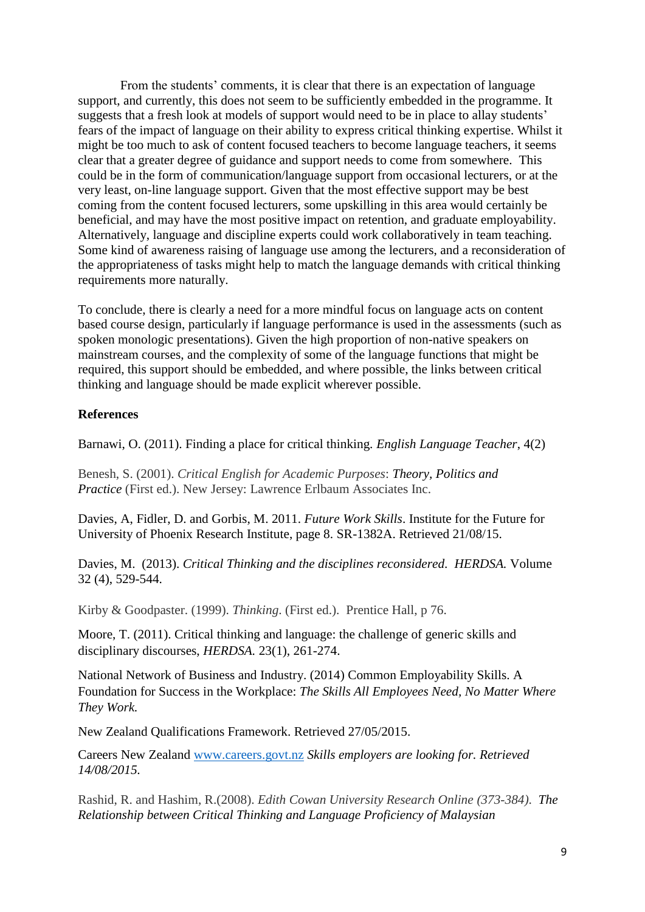From the students' comments, it is clear that there is an expectation of language support, and currently, this does not seem to be sufficiently embedded in the programme. It suggests that a fresh look at models of support would need to be in place to allay students' fears of the impact of language on their ability to express critical thinking expertise. Whilst it might be too much to ask of content focused teachers to become language teachers, it seems clear that a greater degree of guidance and support needs to come from somewhere. This could be in the form of communication/language support from occasional lecturers, or at the very least, on-line language support. Given that the most effective support may be best coming from the content focused lecturers, some upskilling in this area would certainly be beneficial, and may have the most positive impact on retention, and graduate employability. Alternatively, language and discipline experts could work collaboratively in team teaching. Some kind of awareness raising of language use among the lecturers, and a reconsideration of the appropriateness of tasks might help to match the language demands with critical thinking requirements more naturally.

To conclude, there is clearly a need for a more mindful focus on language acts on content based course design, particularly if language performance is used in the assessments (such as spoken monologic presentations). Given the high proportion of non-native speakers on mainstream courses, and the complexity of some of the language functions that might be required, this support should be embedded, and where possible, the links between critical thinking and language should be made explicit wherever possible.

**References**

Barnawi, O. (2011). Finding a place for critical thinking. *English Language Teacher*, 4(2)

Benesh, S. (2001). *Critical English for Academic Purposes*: *Theory, Politics and Practice* (First ed.). New Jersey: Lawrence Erlbaum Associates Inc.

Davies, A, Fidler, D. and Gorbis, M. 2011. *Future Work Skills*. Institute for the Future for University of Phoenix Research Institute, page 8. SR-1382A. Retrieved 21/08/15.

Davies, M. (2013). *Critical Thinking and the disciplines reconsidered. HERDSA.* Volume 32 (4), 529-544.

Kirby & Goodpaster. (1999). *Thinking*. (First ed.). Prentice Hall, p 76.

Moore, T. (2011). Critical thinking and language: the challenge of generic skills and disciplinary discourses, *HERDSA.* 23(1), 261-274.

National Network of Business and Industry. (2014) Common Employability Skills. A Foundation for Success in the Workplace: *The Skills All Employees Need, No Matter Where They Work.*

New Zealand Qualifications Framework. Retrieved 27/05/2015.

Careers New Zealand www.careers.govt.nz *Skills employers are looking for. Retrieved 14/08/2015.*

Rashid, R. and Hashim, R.(2008). *Edith Cowan University Research Online (373-384). The Relationship between Critical Thinking and Language Proficiency of Malaysian*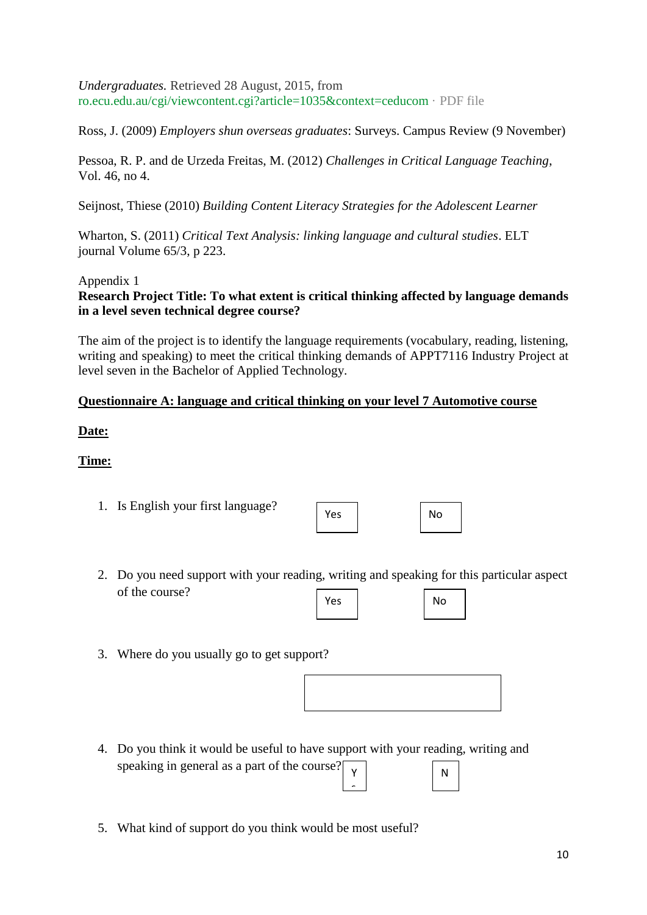*Undergraduates.* Retrieved 28 August, 2015, from ro.ecu.edu.au/cgi/viewcontent.cgi?article=1035&context=ceducom · PDF file

Ross, J. (2009) *Employers shun overseas graduates*: Surveys. Campus Review (9 November)

Pessoa, R. P. and de Urzeda Freitas, M. (2012) *Challenges in Critical Language Teaching*, Vol. 46, no 4.

Seijnost, Thiese (2010) *Building Content Literacy Strategies for the Adolescent Learner*

Wharton, S. (2011) *Critical Text Analysis: linking language and cultural studies*. ELT journal Volume 65/3, p 223.

Appendix 1

**Research Project Title: To what extent is critical thinking affected by language demands in a level seven technical degree course?**

The aim of the project is to identify the language requirements (vocabulary, reading, listening, writing and speaking) to meet the critical thinking demands of APPT7116 Industry Project at level seven in the Bachelor of Applied Technology.

**Questionnaire A: language and critical thinking on your level 7 Automotive course**

**Date:**

**Time:**

1. Is English your first language? [ Yes ] [ No ]

2. Do you need support with your reading, writing and speaking for this particular aspect of the course? [ Yes ] [ No ]

3. Where do you usually go to get support?

   [ ]

4. Do you think it would be useful to have support with your reading, writing and speaking in general as a part of the course? [ Y ] [ N ]

5. What kind of support do you think would be most useful?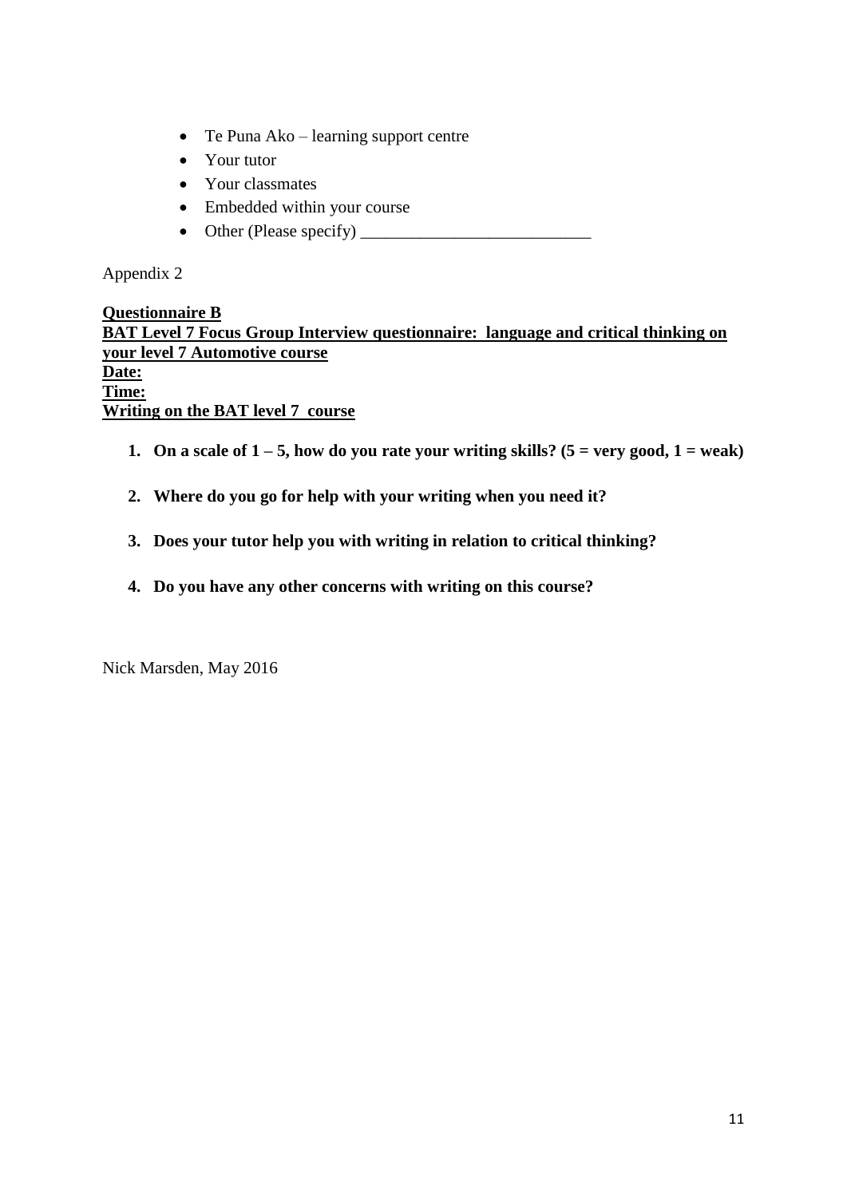- Te Puna Ako – learning support centre
- Your tutor
- Your classmates
- Embedded within your course
- Other (Please specify) ___________________________

Appendix 2

**Questionnaire B**
**BAT Level 7 Focus Group Interview questionnaire: language and critical thinking on your level 7 Automotive course**
**Date:**
**Time:**
**Writing on the BAT level 7 course**

1. **On a scale of 1 – 5, how do you rate your writing skills? (5 = very good, 1 = weak)**

2. **Where do you go for help with your writing when you need it?**

3. **Does your tutor help you with writing in relation to critical thinking?**

4. **Do you have any other concerns with writing on this course?**

Nick Marsden, May 2016